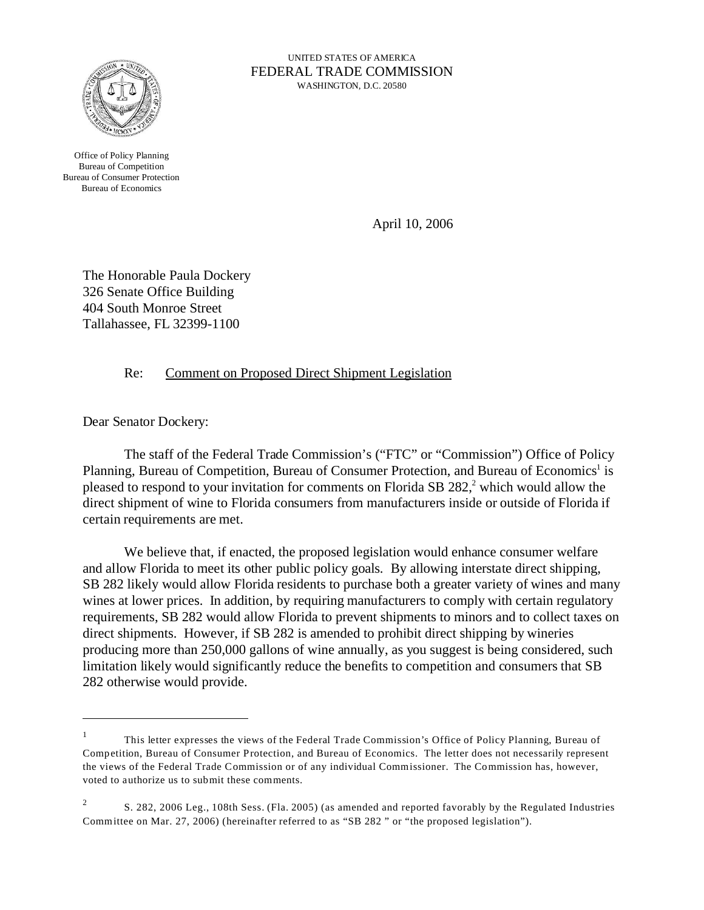UNITED STATES OF AMERICA
FEDERAL TRADE COMMISSION
WASHINGTON, D.C. 20580

Office of Policy Planning
Bureau of Competition
Bureau of Consumer Protection
Bureau of Economics

April 10, 2006

The Honorable Paula Dockery
326 Senate Office Building
404 South Monroe Street
Tallahassee, FL 32399-1100

Re: Comment on Proposed Direct Shipment Legislation

Dear Senator Dockery:

The staff of the Federal Trade Commission's ("FTC" or "Commission") Office of Policy Planning, Bureau of Competition, Bureau of Consumer Protection, and Bureau of Economics[1] is pleased to respond to your invitation for comments on Florida SB 282,[2] which would allow the direct shipment of wine to Florida consumers from manufacturers inside or outside of Florida if certain requirements are met.

We believe that, if enacted, the proposed legislation would enhance consumer welfare and allow Florida to meet its other public policy goals. By allowing interstate direct shipping, SB 282 likely would allow Florida residents to purchase both a greater variety of wines and many wines at lower prices. In addition, by requiring manufacturers to comply with certain regulatory requirements, SB 282 would allow Florida to prevent shipments to minors and to collect taxes on direct shipments. However, if SB 282 is amended to prohibit direct shipping by wineries producing more than 250,000 gallons of wine annually, as you suggest is being considered, such limitation likely would significantly reduce the benefits to competition and consumers that SB 282 otherwise would provide.

---

[1] This letter expresses the views of the Federal Trade Commission's Office of Policy Planning, Bureau of Competition, Bureau of Consumer Protection, and Bureau of Economics. The letter does not necessarily represent the views of the Federal Trade Commission or of any individual Commissioner. The Commission has, however, voted to authorize us to submit these comments.

[2] S. 282, 2006 Leg., 108th Sess. (Fla. 2005) (as amended and reported favorably by the Regulated Industries Committee on Mar. 27, 2006) (hereinafter referred to as "SB 282 " or "the proposed legislation").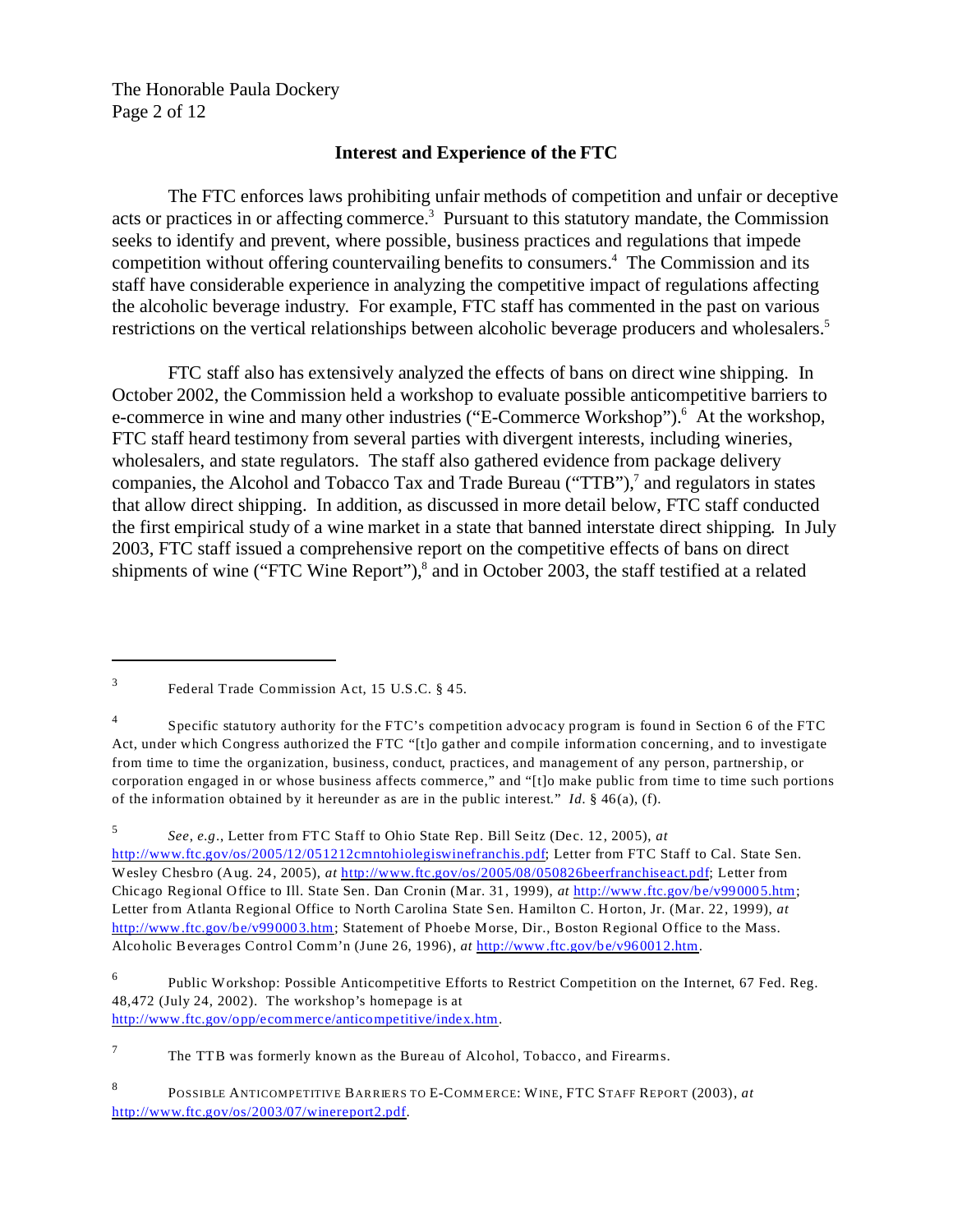## Interest and Experience of the FTC

The FTC enforces laws prohibiting unfair methods of competition and unfair or deceptive acts or practices in or affecting commerce.[3] Pursuant to this statutory mandate, the Commission seeks to identify and prevent, where possible, business practices and regulations that impede competition without offering countervailing benefits to consumers.[4] The Commission and its staff have considerable experience in analyzing the competitive impact of regulations affecting the alcoholic beverage industry. For example, FTC staff has commented in the past on various restrictions on the vertical relationships between alcoholic beverage producers and wholesalers.[5]

FTC staff also has extensively analyzed the effects of bans on direct wine shipping. In October 2002, the Commission held a workshop to evaluate possible anticompetitive barriers to e-commerce in wine and many other industries ("E-Commerce Workshop").[6] At the workshop, FTC staff heard testimony from several parties with divergent interests, including wineries, wholesalers, and state regulators. The staff also gathered evidence from package delivery companies, the Alcohol and Tobacco Tax and Trade Bureau ("TTB"),[7] and regulators in states that allow direct shipping. In addition, as discussed in more detail below, FTC staff conducted the first empirical study of a wine market in a state that banned interstate direct shipping. In July 2003, FTC staff issued a comprehensive report on the competitive effects of bans on direct shipments of wine ("FTC Wine Report"),[8] and in October 2003, the staff testified at a related

---

[3] Federal Trade Commission Act, 15 U.S.C. § 45.

[4] Specific statutory authority for the FTC's competition advocacy program is found in Section 6 of the FTC Act, under which Congress authorized the FTC "[t]o gather and compile information concerning, and to investigate from time to time the organization, business, conduct, practices, and management of any person, partnership, or corporation engaged in or whose business affects commerce," and "[t]o make public from time to time such portions of the information obtained by it hereunder as are in the public interest." *Id.* § 46(a), (f).

[5] *See, e.g.*, Letter from FTC Staff to Ohio State Rep. Bill Seitz (Dec. 12, 2005), *at* http://www.ftc.gov/os/2005/12/051212cmntohiolegiswinefranchis.pdf; Letter from FTC Staff to Cal. State Sen. Wesley Chesbro (Aug. 24, 2005), *at* http://www.ftc.gov/os/2005/08/050826beerfranchiseact.pdf; Letter from Chicago Regional Office to Ill. State Sen. Dan Cronin (Mar. 31, 1999), *at* http://www.ftc.gov/be/v990005.htm; Letter from Atlanta Regional Office to North Carolina State Sen. Hamilton C. Horton, Jr. (Mar. 22, 1999), *at* http://www.ftc.gov/be/v990003.htm; Statement of Phoebe Morse, Dir., Boston Regional Office to the Mass. Alcoholic Beverages Control Comm'n (June 26, 1996), *at* http://www.ftc.gov/be/v960012.htm.

[6] Public Workshop: Possible Anticompetitive Efforts to Restrict Competition on the Internet, 67 Fed. Reg. 48,472 (July 24, 2002). The workshop's homepage is at http://www.ftc.gov/opp/ecommerce/anticompetitive/index.htm.

[7] The TTB was formerly known as the Bureau of Alcohol, Tobacco, and Firearms.

[8] POSSIBLE ANTICOMPETITIVE BARRIERS TO E-COMMERCE: WINE, FTC STAFF REPORT (2003), *at* http://www.ftc.gov/os/2003/07/winereport2.pdf.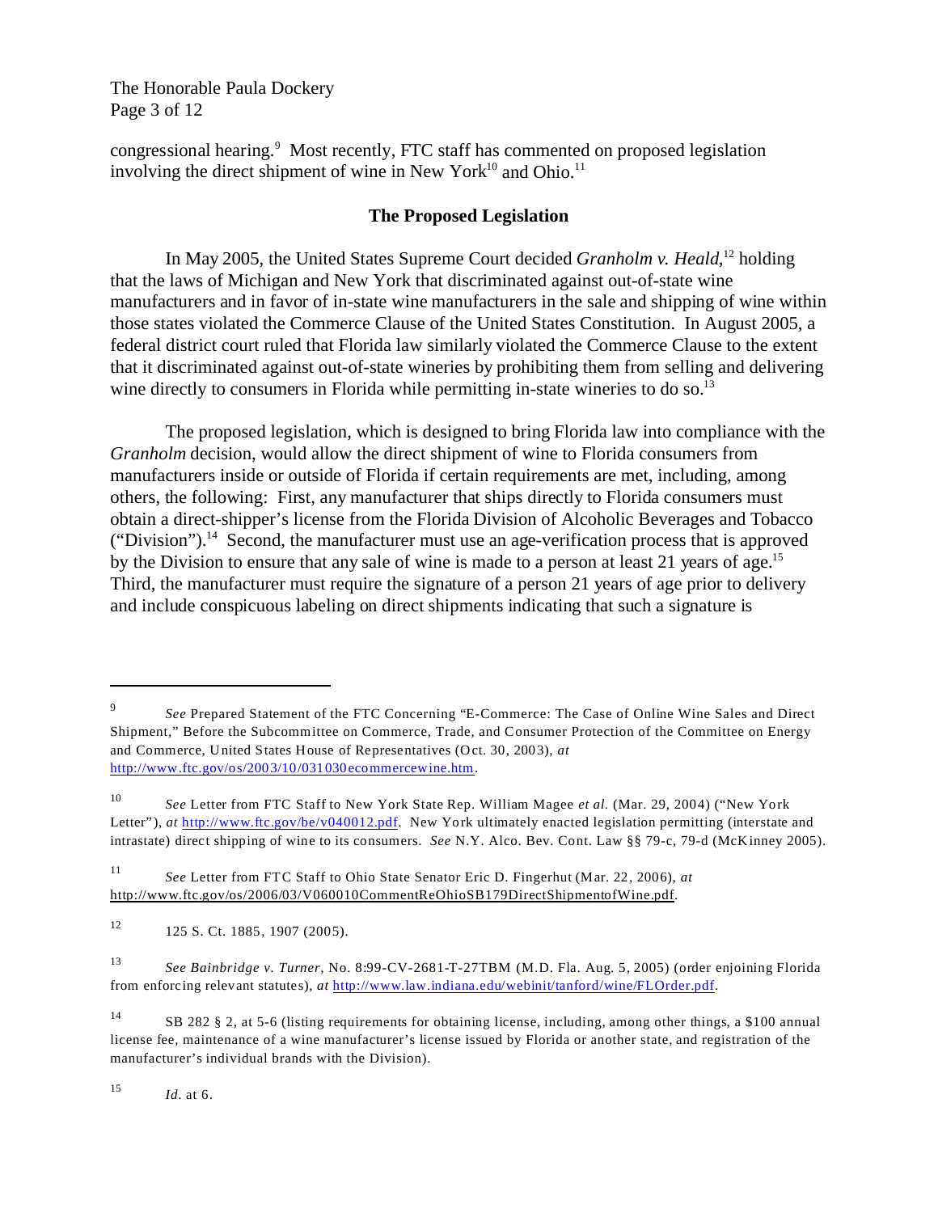congressional hearing.[9] Most recently, FTC staff has commented on proposed legislation involving the direct shipment of wine in New York[10] and Ohio.[11]

## The Proposed Legislation

In May 2005, the United States Supreme Court decided *Granholm v. Heald*,[12] holding that the laws of Michigan and New York that discriminated against out-of-state wine manufacturers and in favor of in-state wine manufacturers in the sale and shipping of wine within those states violated the Commerce Clause of the United States Constitution. In August 2005, a federal district court ruled that Florida law similarly violated the Commerce Clause to the extent that it discriminated against out-of-state wineries by prohibiting them from selling and delivering wine directly to consumers in Florida while permitting in-state wineries to do so.[13]

The proposed legislation, which is designed to bring Florida law into compliance with the *Granholm* decision, would allow the direct shipment of wine to Florida consumers from manufacturers inside or outside of Florida if certain requirements are met, including, among others, the following: First, any manufacturer that ships directly to Florida consumers must obtain a direct-shipper's license from the Florida Division of Alcoholic Beverages and Tobacco ("Division").[14] Second, the manufacturer must use an age-verification process that is approved by the Division to ensure that any sale of wine is made to a person at least 21 years of age.[15] Third, the manufacturer must require the signature of a person 21 years of age prior to delivery and include conspicuous labeling on direct shipments indicating that such a signature is

---

[9] *See* Prepared Statement of the FTC Concerning "E-Commerce: The Case of Online Wine Sales and Direct Shipment," Before the Subcommittee on Commerce, Trade, and Consumer Protection of the Committee on Energy and Commerce, United States House of Representatives (Oct. 30, 2003), *at* http://www.ftc.gov/os/2003/10/031030ecommercewine.htm.

[10] *See* Letter from FTC Staff to New York State Rep. William Magee *et al.* (Mar. 29, 2004) ("New York Letter"), *at* http://www.ftc.gov/be/v040012.pdf. New York ultimately enacted legislation permitting (interstate and intrastate) direct shipping of wine to its consumers. *See* N.Y. Alco. Bev. Cont. Law §§ 79-c, 79-d (McKinney 2005).

[11] *See* Letter from FTC Staff to Ohio State Senator Eric D. Fingerhut (Mar. 22, 2006), *at* http://www.ftc.gov/os/2006/03/V060010CommentReOhioSB179DirectShipmentofWine.pdf.

[12] 125 S. Ct. 1885, 1907 (2005).

[13] *See Bainbridge v. Turner*, No. 8:99-CV-2681-T-27TBM (M.D. Fla. Aug. 5, 2005) (order enjoining Florida from enforcing relevant statutes), *at* http://www.law.indiana.edu/webinit/tanford/wine/FLOrder.pdf.

[14] SB 282 § 2, at 5-6 (listing requirements for obtaining license, including, among other things, a $100 annual license fee, maintenance of a wine manufacturer's license issued by Florida or another state, and registration of the manufacturer's individual brands with the Division).

[15] *Id.* at 6.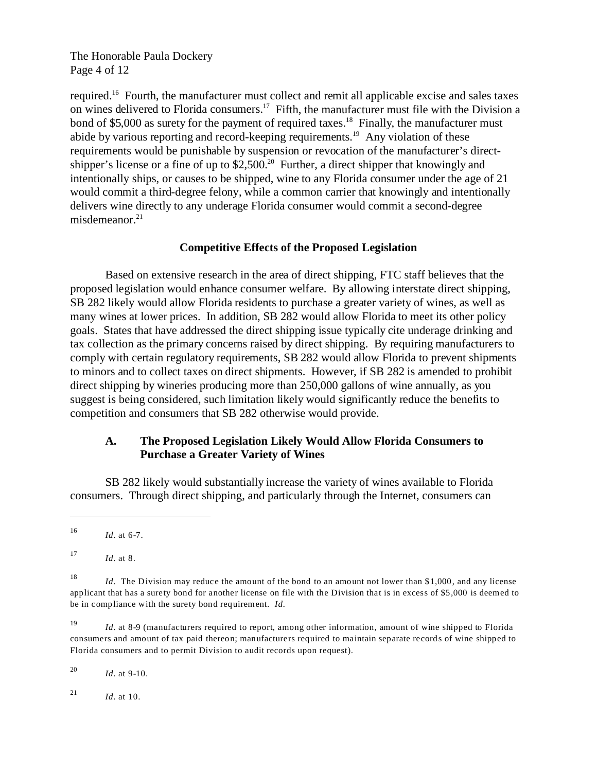required.[16] Fourth, the manufacturer must collect and remit all applicable excise and sales taxes on wines delivered to Florida consumers.[17] Fifth, the manufacturer must file with the Division a bond of $5,000 as surety for the payment of required taxes.[18] Finally, the manufacturer must abide by various reporting and record-keeping requirements.[19] Any violation of these requirements would be punishable by suspension or revocation of the manufacturer's direct-shipper's license or a fine of up to $2,500.[20] Further, a direct shipper that knowingly and intentionally ships, or causes to be shipped, wine to any Florida consumer under the age of 21 would commit a third-degree felony, while a common carrier that knowingly and intentionally delivers wine directly to any underage Florida consumer would commit a second-degree misdemeanor.[21]

## Competitive Effects of the Proposed Legislation

Based on extensive research in the area of direct shipping, FTC staff believes that the proposed legislation would enhance consumer welfare. By allowing interstate direct shipping, SB 282 likely would allow Florida residents to purchase a greater variety of wines, as well as many wines at lower prices. In addition, SB 282 would allow Florida to meet its other policy goals. States that have addressed the direct shipping issue typically cite underage drinking and tax collection as the primary concerns raised by direct shipping. By requiring manufacturers to comply with certain regulatory requirements, SB 282 would allow Florida to prevent shipments to minors and to collect taxes on direct shipments. However, if SB 282 is amended to prohibit direct shipping by wineries producing more than 250,000 gallons of wine annually, as you suggest is being considered, such limitation likely would significantly reduce the benefits to competition and consumers that SB 282 otherwise would provide.

### A. The Proposed Legislation Likely Would Allow Florida Consumers to Purchase a Greater Variety of Wines

SB 282 likely would substantially increase the variety of wines available to Florida consumers. Through direct shipping, and particularly through the Internet, consumers can

---

[16] *Id.* at 6-7.

[17] *Id.* at 8.

[18] *Id.* The Division may reduce the amount of the bond to an amount not lower than $1,000, and any license applicant that has a surety bond for another license on file with the Division that is in excess of $5,000 is deemed to be in compliance with the surety bond requirement. *Id.*

[19] *Id.* at 8-9 (manufacturers required to report, among other information, amount of wine shipped to Florida consumers and amount of tax paid thereon; manufacturers required to maintain separate records of wine shipped to Florida consumers and to permit Division to audit records upon request).

[20] *Id.* at 9-10.

[21] *Id.* at 10.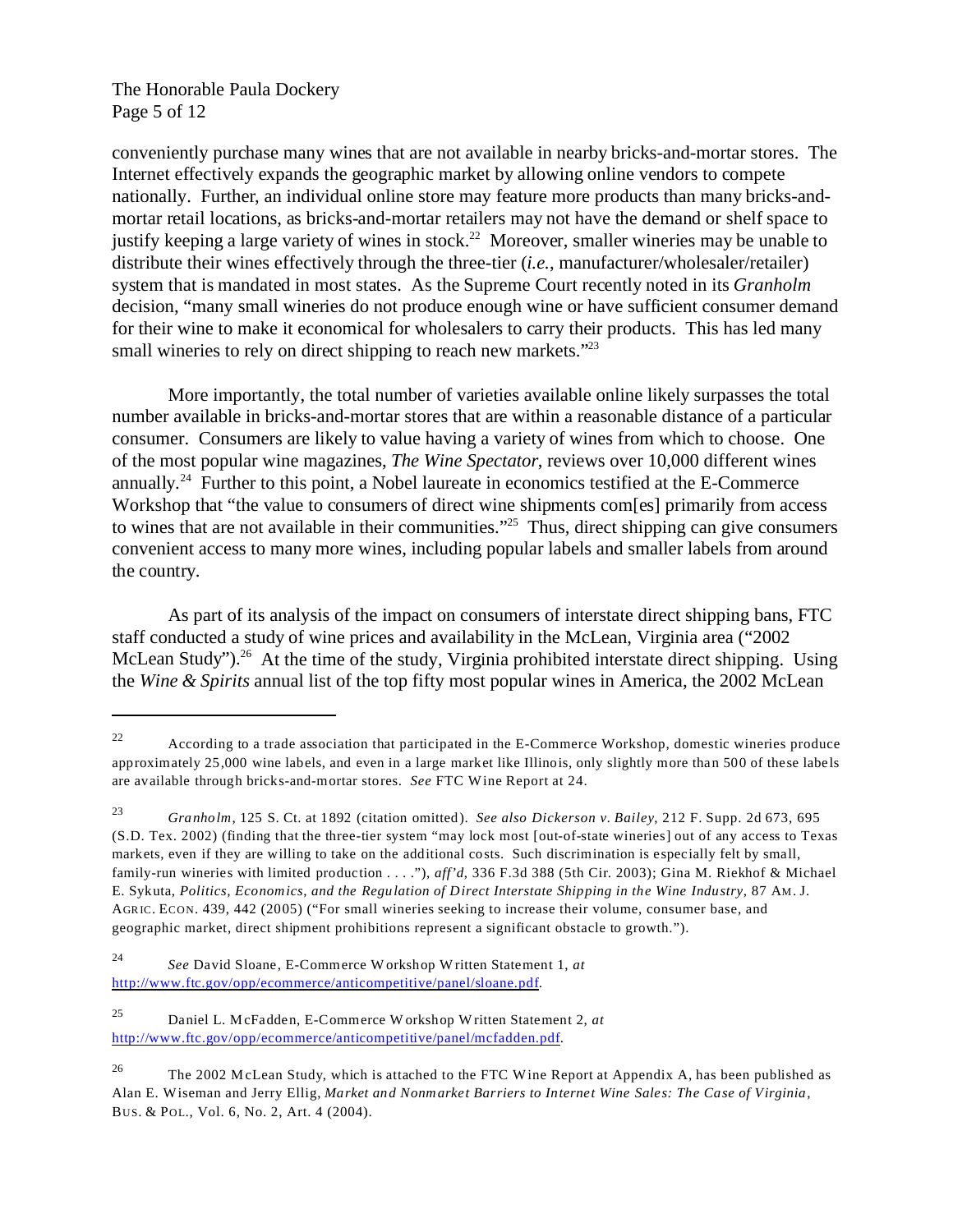conveniently purchase many wines that are not available in nearby bricks-and-mortar stores. The Internet effectively expands the geographic market by allowing online vendors to compete nationally. Further, an individual online store may feature more products than many bricks-and-mortar retail locations, as bricks-and-mortar retailers may not have the demand or shelf space to justify keeping a large variety of wines in stock.[22] Moreover, smaller wineries may be unable to distribute their wines effectively through the three-tier (*i.e.*, manufacturer/wholesaler/retailer) system that is mandated in most states. As the Supreme Court recently noted in its *Granholm* decision, "many small wineries do not produce enough wine or have sufficient consumer demand for their wine to make it economical for wholesalers to carry their products. This has led many small wineries to rely on direct shipping to reach new markets."[23]

More importantly, the total number of varieties available online likely surpasses the total number available in bricks-and-mortar stores that are within a reasonable distance of a particular consumer. Consumers are likely to value having a variety of wines from which to choose. One of the most popular wine magazines, *The Wine Spectator*, reviews over 10,000 different wines annually.[24] Further to this point, a Nobel laureate in economics testified at the E-Commerce Workshop that "the value to consumers of direct wine shipments com[es] primarily from access to wines that are not available in their communities."[25] Thus, direct shipping can give consumers convenient access to many more wines, including popular labels and smaller labels from around the country.

As part of its analysis of the impact on consumers of interstate direct shipping bans, FTC staff conducted a study of wine prices and availability in the McLean, Virginia area ("2002 McLean Study").[26] At the time of the study, Virginia prohibited interstate direct shipping. Using the *Wine & Spirits* annual list of the top fifty most popular wines in America, the 2002 McLean

---

[22] According to a trade association that participated in the E-Commerce Workshop, domestic wineries produce approximately 25,000 wine labels, and even in a large market like Illinois, only slightly more than 500 of these labels are available through bricks-and-mortar stores. *See* FTC Wine Report at 24.

[23] *Granholm*, 125 S. Ct. at 1892 (citation omitted). *See also Dickerson v. Bailey*, 212 F. Supp. 2d 673, 695 (S.D. Tex. 2002) (finding that the three-tier system "may lock most [out-of-state wineries] out of any access to Texas markets, even if they are willing to take on the additional costs. Such discrimination is especially felt by small, family-run wineries with limited production . . . ."), *aff'd*, 336 F.3d 388 (5th Cir. 2003); Gina M. Riekhof & Michael E. Sykuta, *Politics, Economics, and the Regulation of Direct Interstate Shipping in the Wine Industry*, 87 AM. J. AGRIC. ECON. 439, 442 (2005) ("For small wineries seeking to increase their volume, consumer base, and geographic market, direct shipment prohibitions represent a significant obstacle to growth.").

[24] *See* David Sloane, E-Commerce Workshop Written Statement 1, *at* http://www.ftc.gov/opp/ecommerce/anticompetitive/panel/sloane.pdf.

[25] Daniel L. McFadden, E-Commerce Workshop Written Statement 2, *at* http://www.ftc.gov/opp/ecommerce/anticompetitive/panel/mcfadden.pdf.

[26] The 2002 McLean Study, which is attached to the FTC Wine Report at Appendix A, has been published as Alan E. Wiseman and Jerry Ellig, *Market and Nonmarket Barriers to Internet Wine Sales: The Case of Virginia*, BUS. & POL., Vol. 6, No. 2, Art. 4 (2004).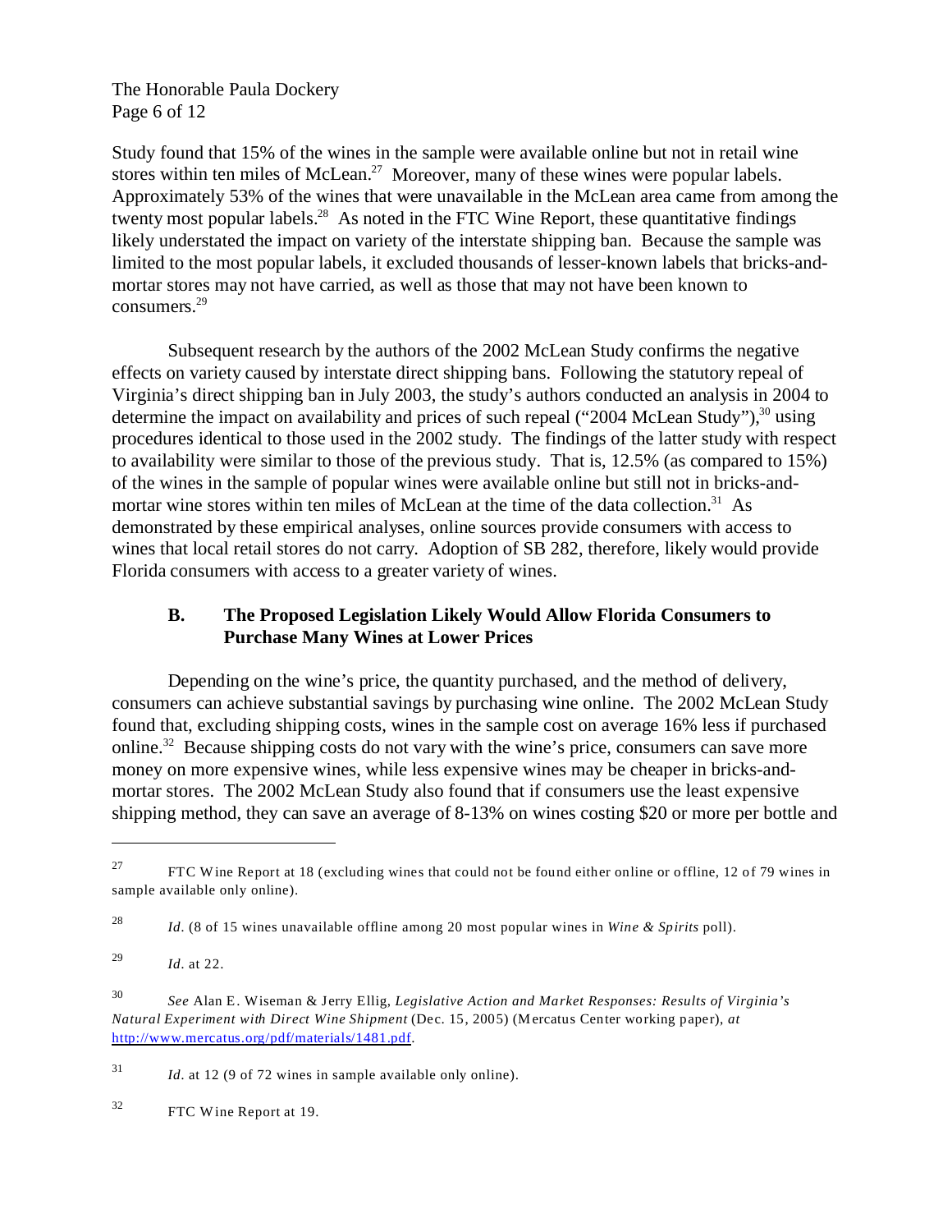Study found that 15% of the wines in the sample were available online but not in retail wine stores within ten miles of McLean.[27] Moreover, many of these wines were popular labels. Approximately 53% of the wines that were unavailable in the McLean area came from among the twenty most popular labels.[28] As noted in the FTC Wine Report, these quantitative findings likely understated the impact on variety of the interstate shipping ban. Because the sample was limited to the most popular labels, it excluded thousands of lesser-known labels that bricks-and-mortar stores may not have carried, as well as those that may not have been known to consumers.[29]

Subsequent research by the authors of the 2002 McLean Study confirms the negative effects on variety caused by interstate direct shipping bans. Following the statutory repeal of Virginia's direct shipping ban in July 2003, the study's authors conducted an analysis in 2004 to determine the impact on availability and prices of such repeal ("2004 McLean Study"),[30] using procedures identical to those used in the 2002 study. The findings of the latter study with respect to availability were similar to those of the previous study. That is, 12.5% (as compared to 15%) of the wines in the sample of popular wines were available online but still not in bricks-and-mortar wine stores within ten miles of McLean at the time of the data collection.[31] As demonstrated by these empirical analyses, online sources provide consumers with access to wines that local retail stores do not carry. Adoption of SB 282, therefore, likely would provide Florida consumers with access to a greater variety of wines.

### B. The Proposed Legislation Likely Would Allow Florida Consumers to Purchase Many Wines at Lower Prices

Depending on the wine's price, the quantity purchased, and the method of delivery, consumers can achieve substantial savings by purchasing wine online. The 2002 McLean Study found that, excluding shipping costs, wines in the sample cost on average 16% less if purchased online.[32] Because shipping costs do not vary with the wine's price, consumers can save more money on more expensive wines, while less expensive wines may be cheaper in bricks-and-mortar stores. The 2002 McLean Study also found that if consumers use the least expensive shipping method, they can save an average of 8-13% on wines costing $20 or more per bottle and

---

[27] FTC Wine Report at 18 (excluding wines that could not be found either online or offline, 12 of 79 wines in sample available only online).

[28] *Id*. (8 of 15 wines unavailable offline among 20 most popular wines in *Wine & Spirits* poll).

[29] *Id*. at 22.

[30] *See* Alan E. Wiseman & Jerry Ellig, *Legislative Action and Market Responses: Results of Virginia's Natural Experiment with Direct Wine Shipment* (Dec. 15, 2005) (Mercatus Center working paper), *at* http://www.mercatus.org/pdf/materials/1481.pdf.

[31] *Id*. at 12 (9 of 72 wines in sample available only online).

[32] FTC Wine Report at 19.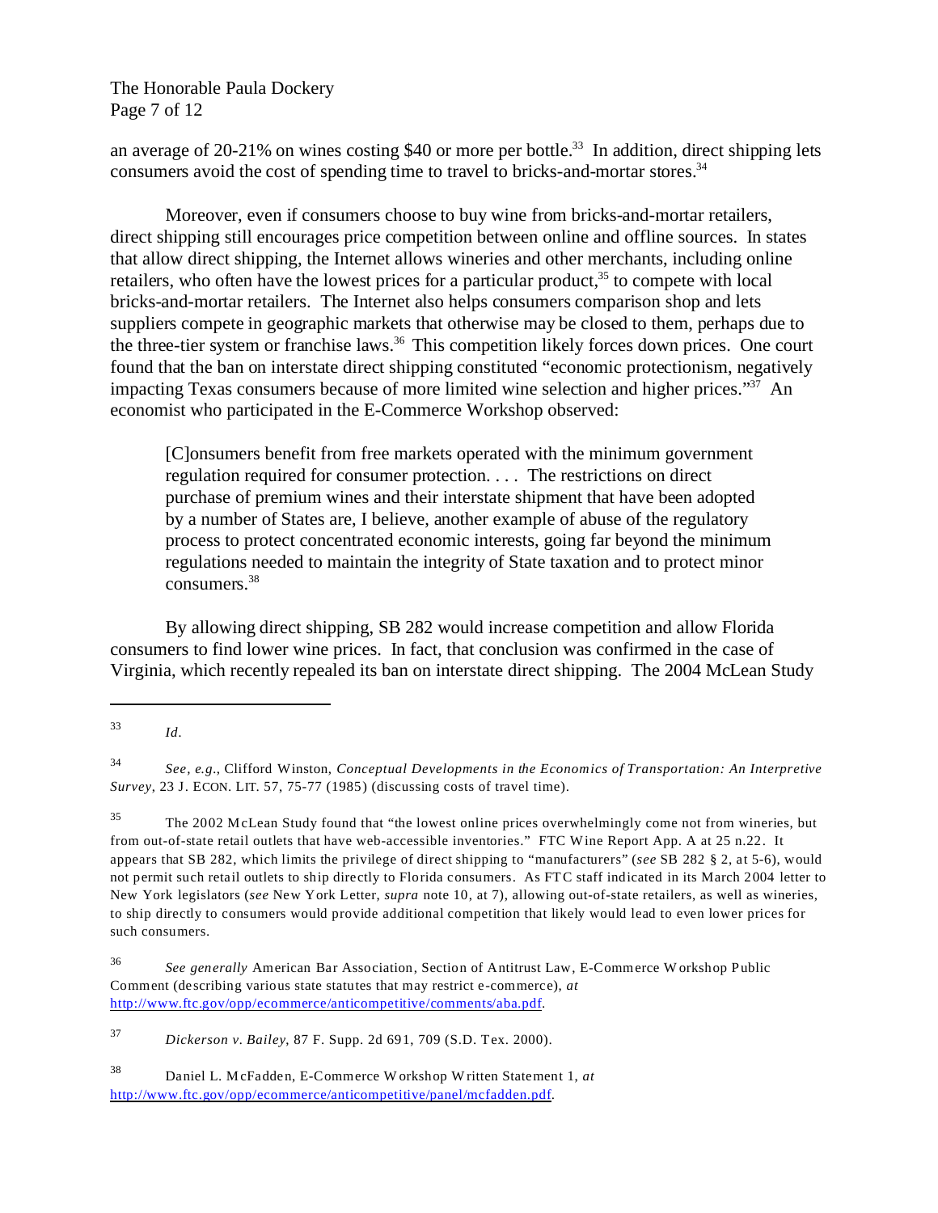an average of 20-21% on wines costing $40 or more per bottle.[33] In addition, direct shipping lets consumers avoid the cost of spending time to travel to bricks-and-mortar stores.[34]

Moreover, even if consumers choose to buy wine from bricks-and-mortar retailers, direct shipping still encourages price competition between online and offline sources. In states that allow direct shipping, the Internet allows wineries and other merchants, including online retailers, who often have the lowest prices for a particular product,[35] to compete with local bricks-and-mortar retailers. The Internet also helps consumers comparison shop and lets suppliers compete in geographic markets that otherwise may be closed to them, perhaps due to the three-tier system or franchise laws.[36] This competition likely forces down prices. One court found that the ban on interstate direct shipping constituted "economic protectionism, negatively impacting Texas consumers because of more limited wine selection and higher prices."[37] An economist who participated in the E-Commerce Workshop observed:

> [C]onsumers benefit from free markets operated with the minimum government regulation required for consumer protection. . . . The restrictions on direct purchase of premium wines and their interstate shipment that have been adopted by a number of States are, I believe, another example of abuse of the regulatory process to protect concentrated economic interests, going far beyond the minimum regulations needed to maintain the integrity of State taxation and to protect minor consumers.[38]

By allowing direct shipping, SB 282 would increase competition and allow Florida consumers to find lower wine prices. In fact, that conclusion was confirmed in the case of Virginia, which recently repealed its ban on interstate direct shipping. The 2004 McLean Study

---

[33] *Id*.

[34] *See, e.g.*, Clifford Winston, *Conceptual Developments in the Economics of Transportation: An Interpretive Survey*, 23 J. ECON. LIT. 57, 75-77 (1985) (discussing costs of travel time).

[35] The 2002 McLean Study found that "the lowest online prices overwhelmingly come not from wineries, but from out-of-state retail outlets that have web-accessible inventories." FTC Wine Report App. A at 25 n.22. It appears that SB 282, which limits the privilege of direct shipping to "manufacturers" (*see* SB 282 § 2, at 5-6), would not permit such retail outlets to ship directly to Florida consumers. As FTC staff indicated in its March 2004 letter to New York legislators (*see* New York Letter, *supra* note 10, at 7), allowing out-of-state retailers, as well as wineries, to ship directly to consumers would provide additional competition that likely would lead to even lower prices for such consumers.

[36] *See generally* American Bar Association, Section of Antitrust Law, E-Commerce Workshop Public Comment (describing various state statutes that may restrict e-commerce), *at* http://www.ftc.gov/opp/ecommerce/anticompetitive/comments/aba.pdf.

[37] *Dickerson v. Bailey*, 87 F. Supp. 2d 691, 709 (S.D. Tex. 2000).

[38] Daniel L. McFadden, E-Commerce Workshop Written Statement 1, *at* http://www.ftc.gov/opp/ecommerce/anticompetitive/panel/mcfadden.pdf.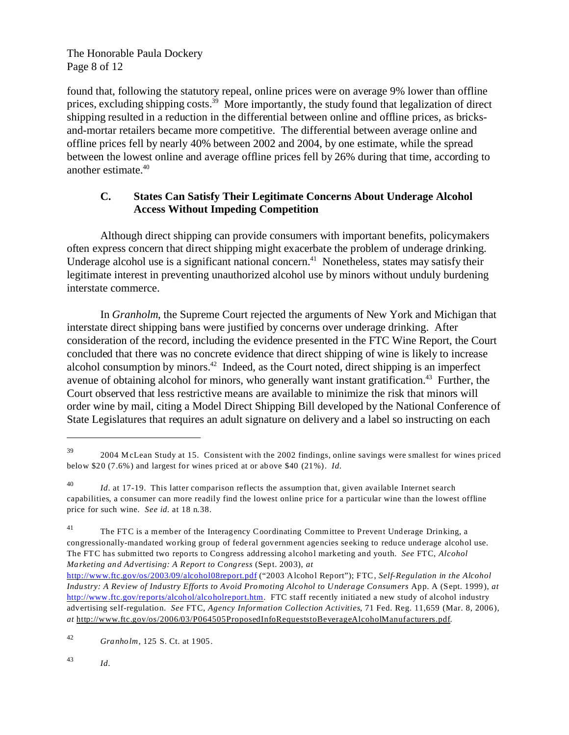found that, following the statutory repeal, online prices were on average 9% lower than offline prices, excluding shipping costs.[39] More importantly, the study found that legalization of direct shipping resulted in a reduction in the differential between online and offline prices, as bricks-and-mortar retailers became more competitive. The differential between average online and offline prices fell by nearly 40% between 2002 and 2004, by one estimate, while the spread between the lowest online and average offline prices fell by 26% during that time, according to another estimate.[40]

### C. States Can Satisfy Their Legitimate Concerns About Underage Alcohol Access Without Impeding Competition

Although direct shipping can provide consumers with important benefits, policymakers often express concern that direct shipping might exacerbate the problem of underage drinking. Underage alcohol use is a significant national concern.[41] Nonetheless, states may satisfy their legitimate interest in preventing unauthorized alcohol use by minors without unduly burdening interstate commerce.

In *Granholm*, the Supreme Court rejected the arguments of New York and Michigan that interstate direct shipping bans were justified by concerns over underage drinking. After consideration of the record, including the evidence presented in the FTC Wine Report, the Court concluded that there was no concrete evidence that direct shipping of wine is likely to increase alcohol consumption by minors.[42] Indeed, as the Court noted, direct shipping is an imperfect avenue of obtaining alcohol for minors, who generally want instant gratification.[43] Further, the Court observed that less restrictive means are available to minimize the risk that minors will order wine by mail, citing a Model Direct Shipping Bill developed by the National Conference of State Legislatures that requires an adult signature on delivery and a label so instructing on each

---

[39] 2004 McLean Study at 15. Consistent with the 2002 findings, online savings were smallest for wines priced below $20 (7.6%) and largest for wines priced at or above $40 (21%). *Id.*

[40] *Id.* at 17-19. This latter comparison reflects the assumption that, given available Internet search capabilities, a consumer can more readily find the lowest online price for a particular wine than the lowest offline price for such wine. *See id.* at 18 n.38.

[41] The FTC is a member of the Interagency Coordinating Committee to Prevent Underage Drinking, a congressionally-mandated working group of federal government agencies seeking to reduce underage alcohol use. The FTC has submitted two reports to Congress addressing alcohol marketing and youth. *See* FTC, *Alcohol Marketing and Advertising: A Report to Congress* (Sept. 2003), *at* http://www.ftc.gov/os/2003/09/alcohol08report.pdf ("2003 Alcohol Report"); FTC, *Self-Regulation in the Alcohol Industry: A Review of Industry Efforts to Avoid Promoting Alcohol to Underage Consumers* App. A (Sept. 1999), *at* http://www.ftc.gov/reports/alcohol/alcoholreport.htm. FTC staff recently initiated a new study of alcohol industry advertising self-regulation. *See* FTC, *Agency Information Collection Activities*, 71 Fed. Reg. 11,659 (Mar. 8, 2006), *at* http://www.ftc.gov/os/2006/03/P064505ProposedInfoRequeststoBeverageAlcoholManufacturers.pdf.

[42] *Granholm*, 125 S. Ct. at 1905.

[43] *Id.*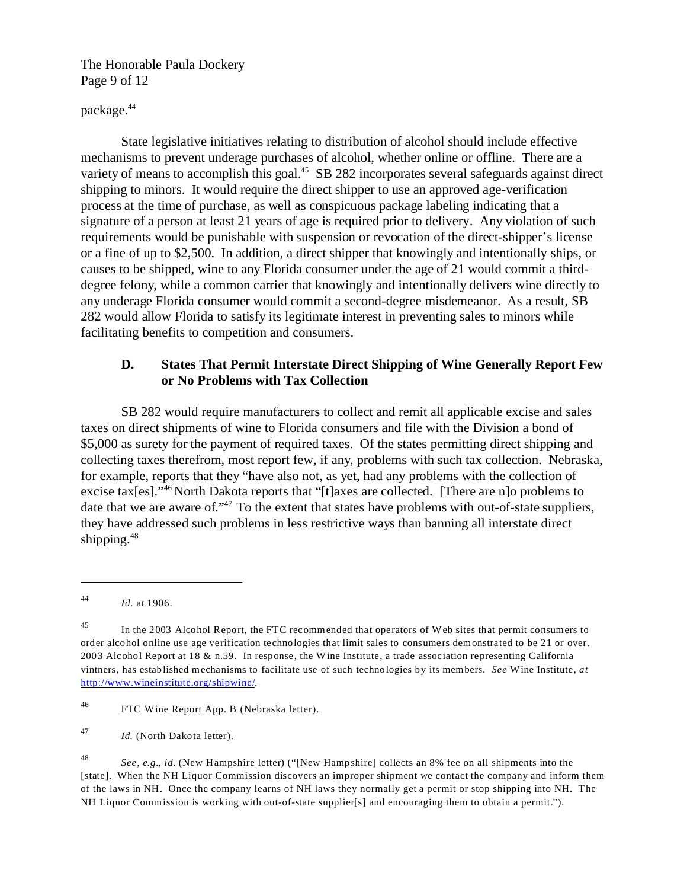package.[44]

State legislative initiatives relating to distribution of alcohol should include effective mechanisms to prevent underage purchases of alcohol, whether online or offline. There are a variety of means to accomplish this goal.[45] SB 282 incorporates several safeguards against direct shipping to minors. It would require the direct shipper to use an approved age-verification process at the time of purchase, as well as conspicuous package labeling indicating that a signature of a person at least 21 years of age is required prior to delivery. Any violation of such requirements would be punishable with suspension or revocation of the direct-shipper's license or a fine of up to $2,500. In addition, a direct shipper that knowingly and intentionally ships, or causes to be shipped, wine to any Florida consumer under the age of 21 would commit a third-degree felony, while a common carrier that knowingly and intentionally delivers wine directly to any underage Florida consumer would commit a second-degree misdemeanor. As a result, SB 282 would allow Florida to satisfy its legitimate interest in preventing sales to minors while facilitating benefits to competition and consumers.

### D. States That Permit Interstate Direct Shipping of Wine Generally Report Few or No Problems with Tax Collection

SB 282 would require manufacturers to collect and remit all applicable excise and sales taxes on direct shipments of wine to Florida consumers and file with the Division a bond of $5,000 as surety for the payment of required taxes. Of the states permitting direct shipping and collecting taxes therefrom, most report few, if any, problems with such tax collection. Nebraska, for example, reports that they "have also not, as yet, had any problems with the collection of excise tax[es]."[46] North Dakota reports that "[t]axes are collected. [There are n]o problems to date that we are aware of."[47] To the extent that states have problems with out-of-state suppliers, they have addressed such problems in less restrictive ways than banning all interstate direct shipping.[48]

---

[44] *Id.* at 1906.

[45] In the 2003 Alcohol Report, the FTC recommended that operators of Web sites that permit consumers to order alcohol online use age verification technologies that limit sales to consumers demonstrated to be 21 or over. 2003 Alcohol Report at 18 & n.59. In response, the Wine Institute, a trade association representing California vintners, has established mechanisms to facilitate use of such technologies by its members. *See* Wine Institute, *at* http://www.wineinstitute.org/shipwine/.

[46] FTC Wine Report App. B (Nebraska letter).

[47] *Id.* (North Dakota letter).

[48] *See, e.g., id.* (New Hampshire letter) ("[New Hampshire] collects an 8% fee on all shipments into the [state]. When the NH Liquor Commission discovers an improper shipment we contact the company and inform them of the laws in NH. Once the company learns of NH laws they normally get a permit or stop shipping into NH. The NH Liquor Commission is working with out-of-state supplier[s] and encouraging them to obtain a permit.").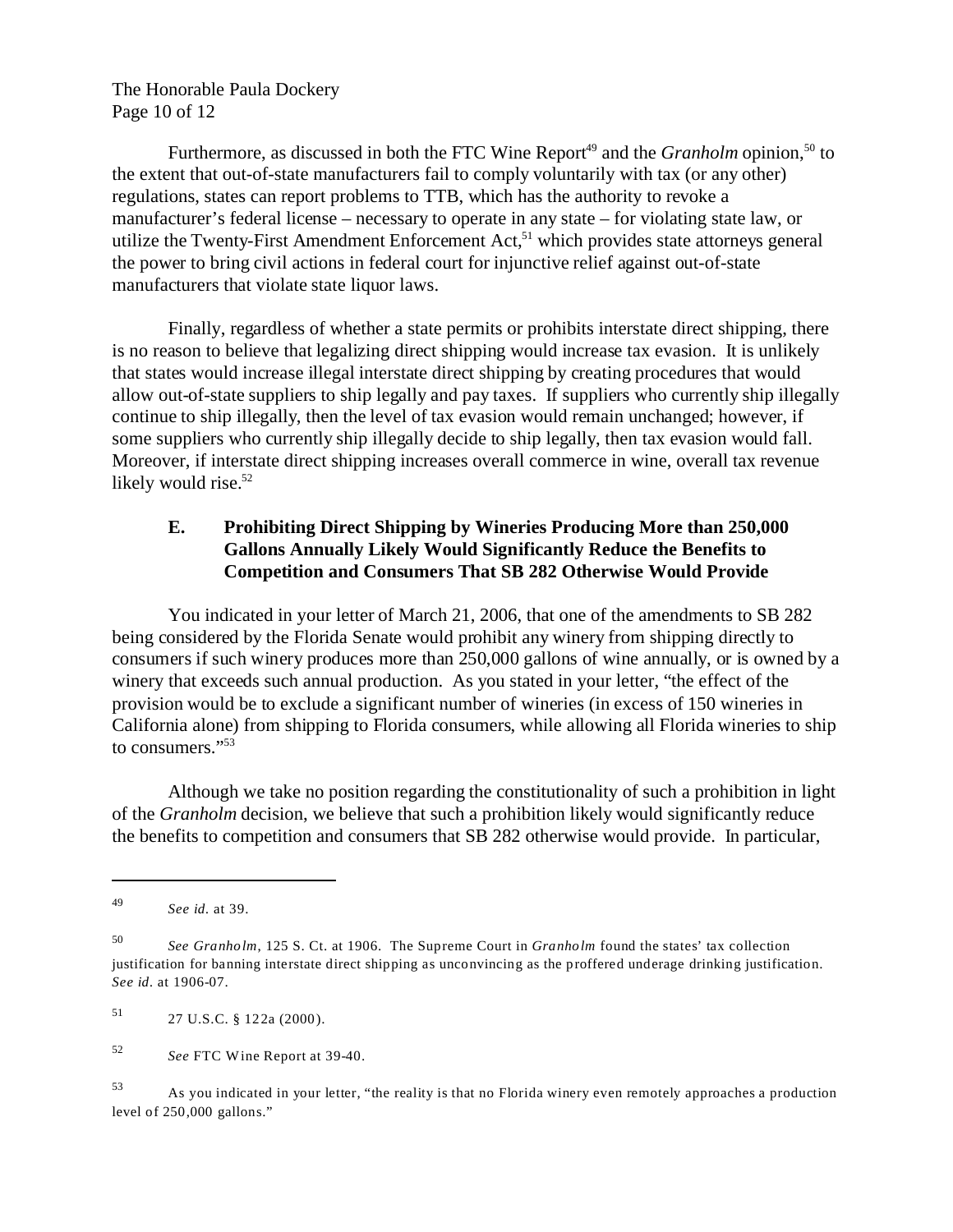Furthermore, as discussed in both the FTC Wine Report[49] and the *Granholm* opinion,[50] to the extent that out-of-state manufacturers fail to comply voluntarily with tax (or any other) regulations, states can report problems to TTB, which has the authority to revoke a manufacturer's federal license – necessary to operate in any state – for violating state law, or utilize the Twenty-First Amendment Enforcement Act,[51] which provides state attorneys general the power to bring civil actions in federal court for injunctive relief against out-of-state manufacturers that violate state liquor laws.

Finally, regardless of whether a state permits or prohibits interstate direct shipping, there is no reason to believe that legalizing direct shipping would increase tax evasion. It is unlikely that states would increase illegal interstate direct shipping by creating procedures that would allow out-of-state suppliers to ship legally and pay taxes. If suppliers who currently ship illegally continue to ship illegally, then the level of tax evasion would remain unchanged; however, if some suppliers who currently ship illegally decide to ship legally, then tax evasion would fall. Moreover, if interstate direct shipping increases overall commerce in wine, overall tax revenue likely would rise.[52]

### E. Prohibiting Direct Shipping by Wineries Producing More than 250,000 Gallons Annually Likely Would Significantly Reduce the Benefits to Competition and Consumers That SB 282 Otherwise Would Provide

You indicated in your letter of March 21, 2006, that one of the amendments to SB 282 being considered by the Florida Senate would prohibit any winery from shipping directly to consumers if such winery produces more than 250,000 gallons of wine annually, or is owned by a winery that exceeds such annual production. As you stated in your letter, "the effect of the provision would be to exclude a significant number of wineries (in excess of 150 wineries in California alone) from shipping to Florida consumers, while allowing all Florida wineries to ship to consumers."[53]

Although we take no position regarding the constitutionality of such a prohibition in light of the *Granholm* decision, we believe that such a prohibition likely would significantly reduce the benefits to competition and consumers that SB 282 otherwise would provide. In particular,

---

49 *See id.* at 39.

50 *See Granholm*, 125 S. Ct. at 1906. The Supreme Court in *Granholm* found the states' tax collection justification for banning interstate direct shipping as unconvincing as the proffered underage drinking justification. *See id.* at 1906-07.

51 27 U.S.C. § 122a (2000).

52 *See* FTC Wine Report at 39-40.

53 As you indicated in your letter, "the reality is that no Florida winery even remotely approaches a production level of 250,000 gallons."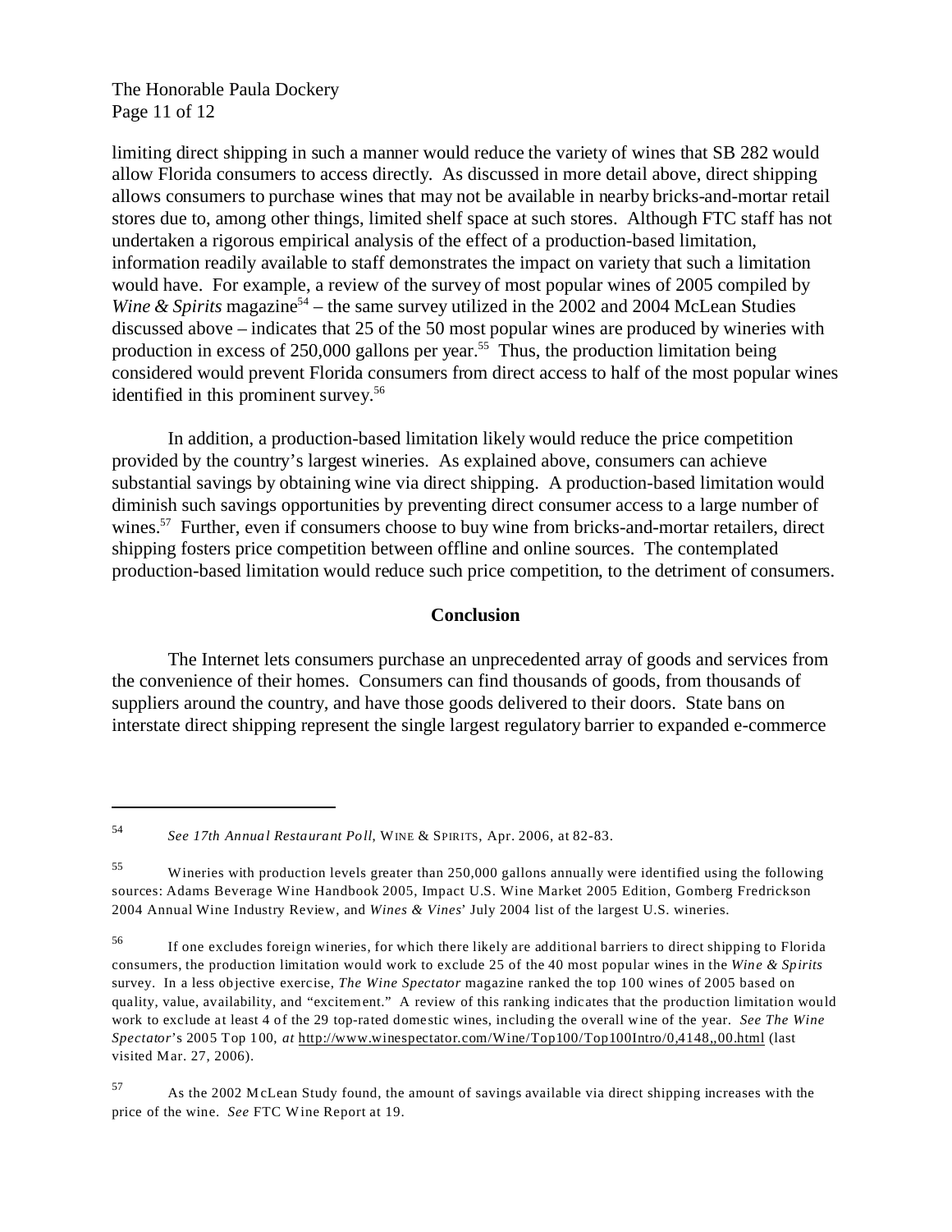limiting direct shipping in such a manner would reduce the variety of wines that SB 282 would allow Florida consumers to access directly. As discussed in more detail above, direct shipping allows consumers to purchase wines that may not be available in nearby bricks-and-mortar retail stores due to, among other things, limited shelf space at such stores. Although FTC staff has not undertaken a rigorous empirical analysis of the effect of a production-based limitation, information readily available to staff demonstrates the impact on variety that such a limitation would have. For example, a review of the survey of most popular wines of 2005 compiled by *Wine & Spirits* magazine[54] – the same survey utilized in the 2002 and 2004 McLean Studies discussed above – indicates that 25 of the 50 most popular wines are produced by wineries with production in excess of 250,000 gallons per year.[55] Thus, the production limitation being considered would prevent Florida consumers from direct access to half of the most popular wines identified in this prominent survey.[56]

In addition, a production-based limitation likely would reduce the price competition provided by the country's largest wineries. As explained above, consumers can achieve substantial savings by obtaining wine via direct shipping. A production-based limitation would diminish such savings opportunities by preventing direct consumer access to a large number of wines.[57] Further, even if consumers choose to buy wine from bricks-and-mortar retailers, direct shipping fosters price competition between offline and online sources. The contemplated production-based limitation would reduce such price competition, to the detriment of consumers.

## Conclusion

The Internet lets consumers purchase an unprecedented array of goods and services from the convenience of their homes. Consumers can find thousands of goods, from thousands of suppliers around the country, and have those goods delivered to their doors. State bans on interstate direct shipping represent the single largest regulatory barrier to expanded e-commerce

---

[54] *See 17th Annual Restaurant Poll*, WINE & SPIRITS, Apr. 2006, at 82-83.

[55] Wineries with production levels greater than 250,000 gallons annually were identified using the following sources: Adams Beverage Wine Handbook 2005, Impact U.S. Wine Market 2005 Edition, Gomberg Fredrickson 2004 Annual Wine Industry Review, and *Wines & Vines*' July 2004 list of the largest U.S. wineries.

[56] If one excludes foreign wineries, for which there likely are additional barriers to direct shipping to Florida consumers, the production limitation would work to exclude 25 of the 40 most popular wines in the *Wine & Spirits* survey. In a less objective exercise, *The Wine Spectator* magazine ranked the top 100 wines of 2005 based on quality, value, availability, and "excitement." A review of this ranking indicates that the production limitation would work to exclude at least 4 of the 29 top-rated domestic wines, including the overall wine of the year. *See The Wine Spectator*'s 2005 Top 100, *at* http://www.winespectator.com/Wine/Top100/Top100Intro/0,4148,,00.html (last visited Mar. 27, 2006).

[57] As the 2002 McLean Study found, the amount of savings available via direct shipping increases with the price of the wine. *See* FTC Wine Report at 19.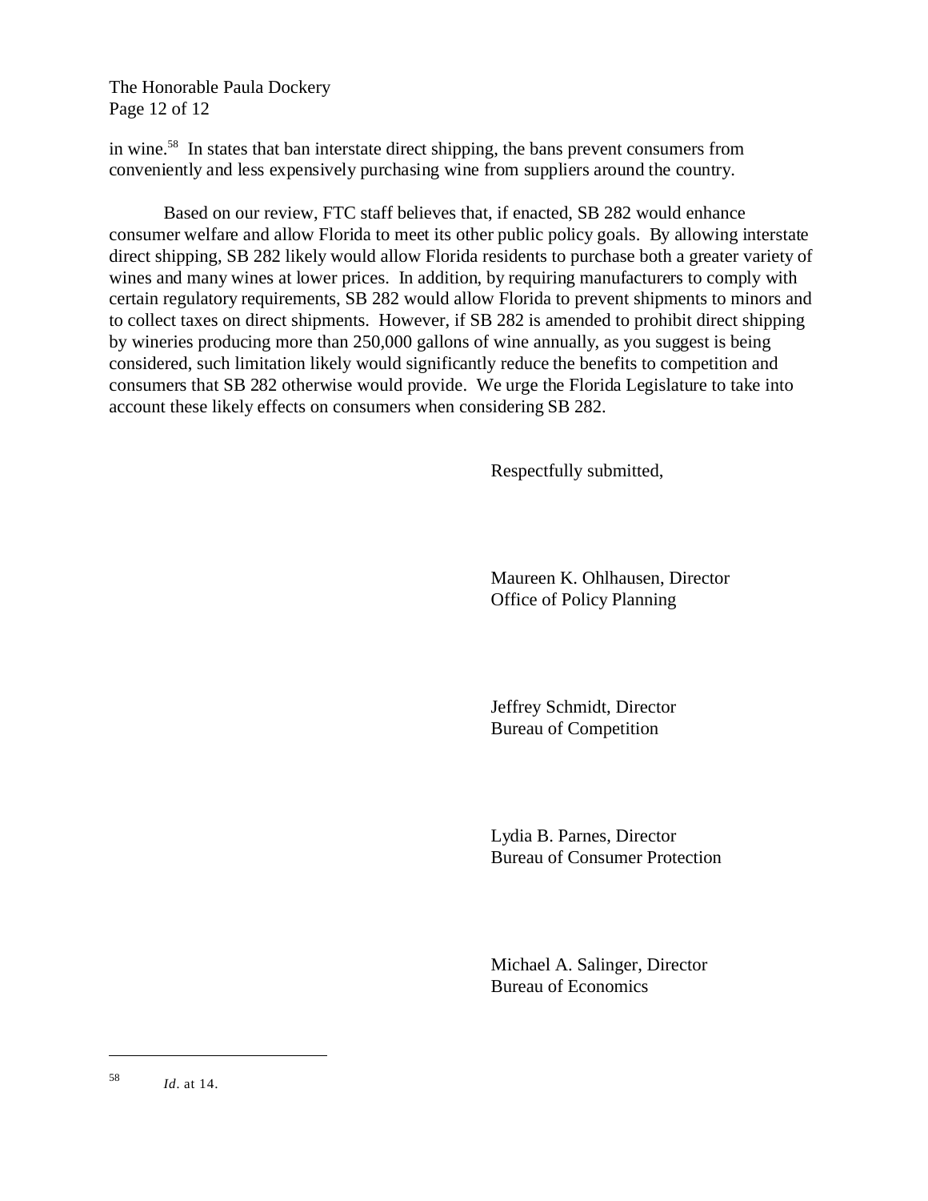in wine.[58] In states that ban interstate direct shipping, the bans prevent consumers from conveniently and less expensively purchasing wine from suppliers around the country.

Based on our review, FTC staff believes that, if enacted, SB 282 would enhance consumer welfare and allow Florida to meet its other public policy goals. By allowing interstate direct shipping, SB 282 likely would allow Florida residents to purchase both a greater variety of wines and many wines at lower prices. In addition, by requiring manufacturers to comply with certain regulatory requirements, SB 282 would allow Florida to prevent shipments to minors and to collect taxes on direct shipments. However, if SB 282 is amended to prohibit direct shipping by wineries producing more than 250,000 gallons of wine annually, as you suggest is being considered, such limitation likely would significantly reduce the benefits to competition and consumers that SB 282 otherwise would provide. We urge the Florida Legislature to take into account these likely effects on consumers when considering SB 282.

Respectfully submitted,

Maureen K. Ohlhausen, Director
Office of Policy Planning

Jeffrey Schmidt, Director
Bureau of Competition

Lydia B. Parnes, Director
Bureau of Consumer Protection

Michael A. Salinger, Director
Bureau of Economics

---

[58] *Id*. at 14.